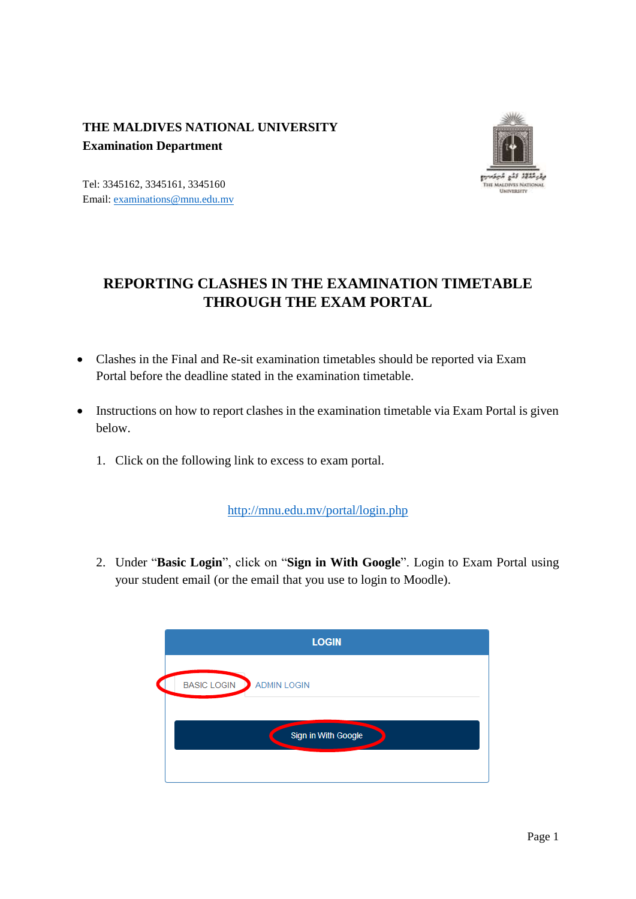**THE MALDIVES NATIONAL UNIVERSITY**
**Examination Department**

Tel: 3345162, 3345161, 3345160
Email: [examinations@mnu.edu.mv](mailto:examinations@mnu.edu.mv)

# REPORTING CLASHES IN THE EXAMINATION TIMETABLE THROUGH THE EXAM PORTAL

- Clashes in the Final and Re-sit examination timetables should be reported via Exam Portal before the deadline stated in the examination timetable.
- Instructions on how to report clashes in the examination timetable via Exam Portal is given below.

1. Click on the following link to excess to exam portal.

   [http://mnu.edu.mv/portal/login.php](http://mnu.edu.mv/portal/login.php)

2. Under "**Basic Login**", click on "**Sign in With Google**". Login to Exam Portal using your student email (or the email that you use to login to Moodle).

LOGIN

BASIC LOGIN ADMIN LOGIN

Sign in With Google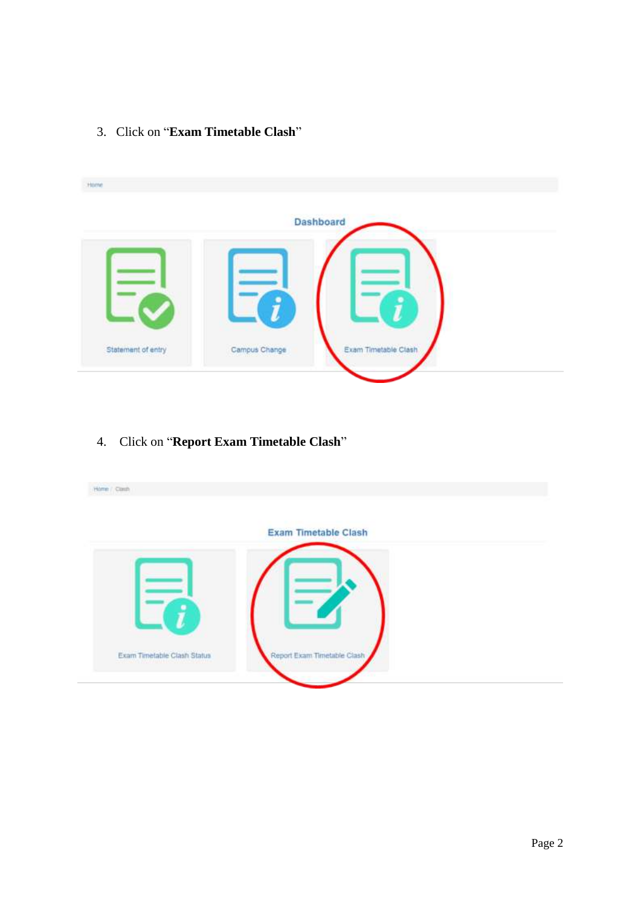3. Click on "**Exam Timetable Clash**"

Home

Dashboard

Statement of entry

Campus Change

Exam Timetable Clash

4. Click on "**Report Exam Timetable Clash**"

Home / Clash

Exam Timetable Clash

Exam Timetable Clash Status

Report Exam Timetable Clash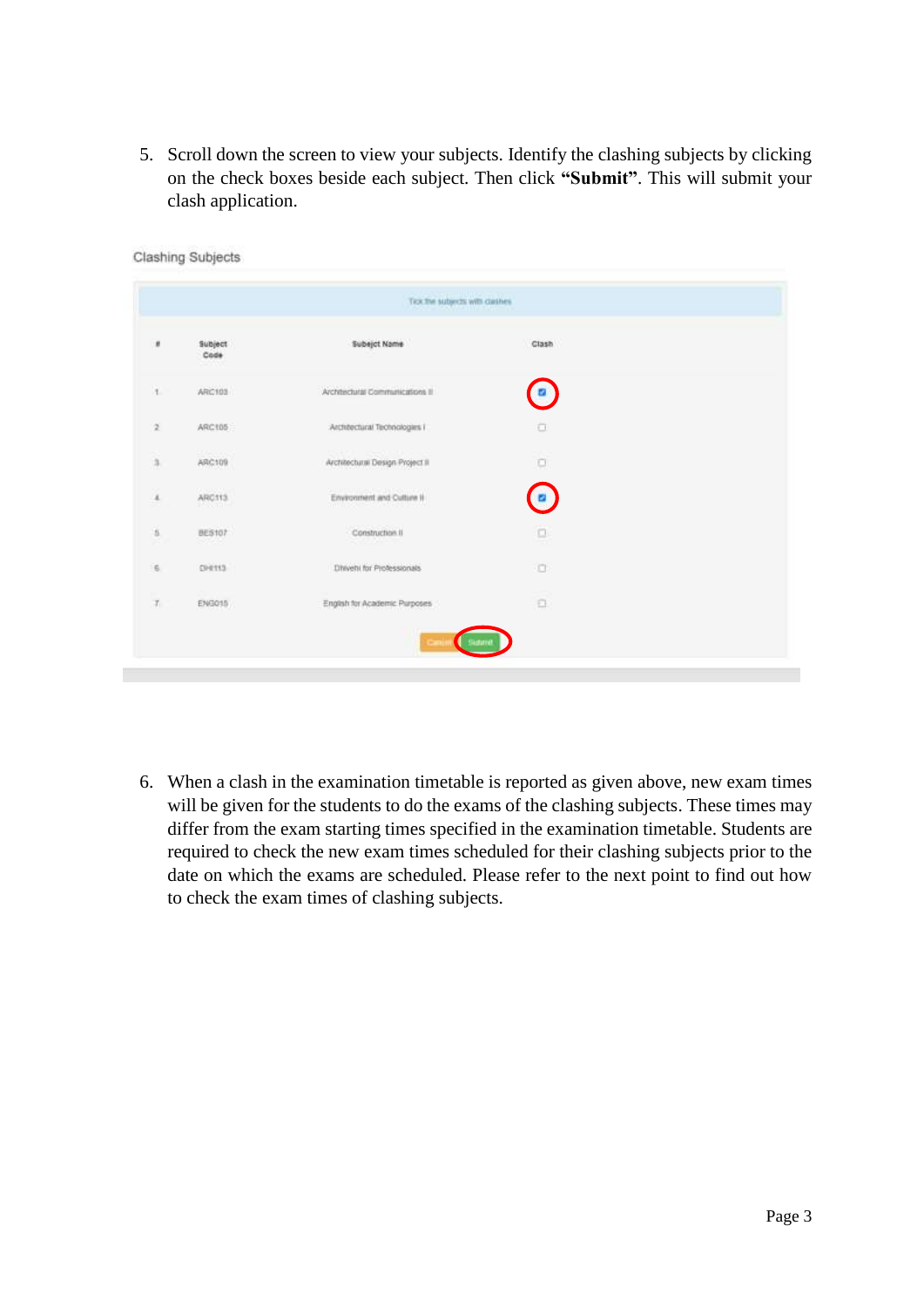5. Scroll down the screen to view your subjects. Identify the clashing subjects by clicking on the check boxes beside each subject. Then click **"Submit"**. This will submit your clash application.

Clashing Subjects

Tick the subjects with clashes

| # | Subject Code | Subejct Name | Clash |
|---|---|---|---|
| 1. | ARC103 | Architectural Communications II | ☑ |
| 2. | ARC105 | Architectural Technologies I | ☐ |
| 3. | ARC109 | Architectural Design Project II | ☐ |
| 4. | ARC113 | Environment and Culture II | ☑ |
| 5. | BES107 | Construction II | ☐ |
| 6. | DHI113 | Dhivehi for Professionals | ☐ |
| 7. | ENG015 | English for Academic Purposes | ☐ |

Cancel Submit

6. When a clash in the examination timetable is reported as given above, new exam times will be given for the students to do the exams of the clashing subjects. These times may differ from the exam starting times specified in the examination timetable. Students are required to check the new exam times scheduled for their clashing subjects prior to the date on which the exams are scheduled. Please refer to the next point to find out how to check the exam times of clashing subjects.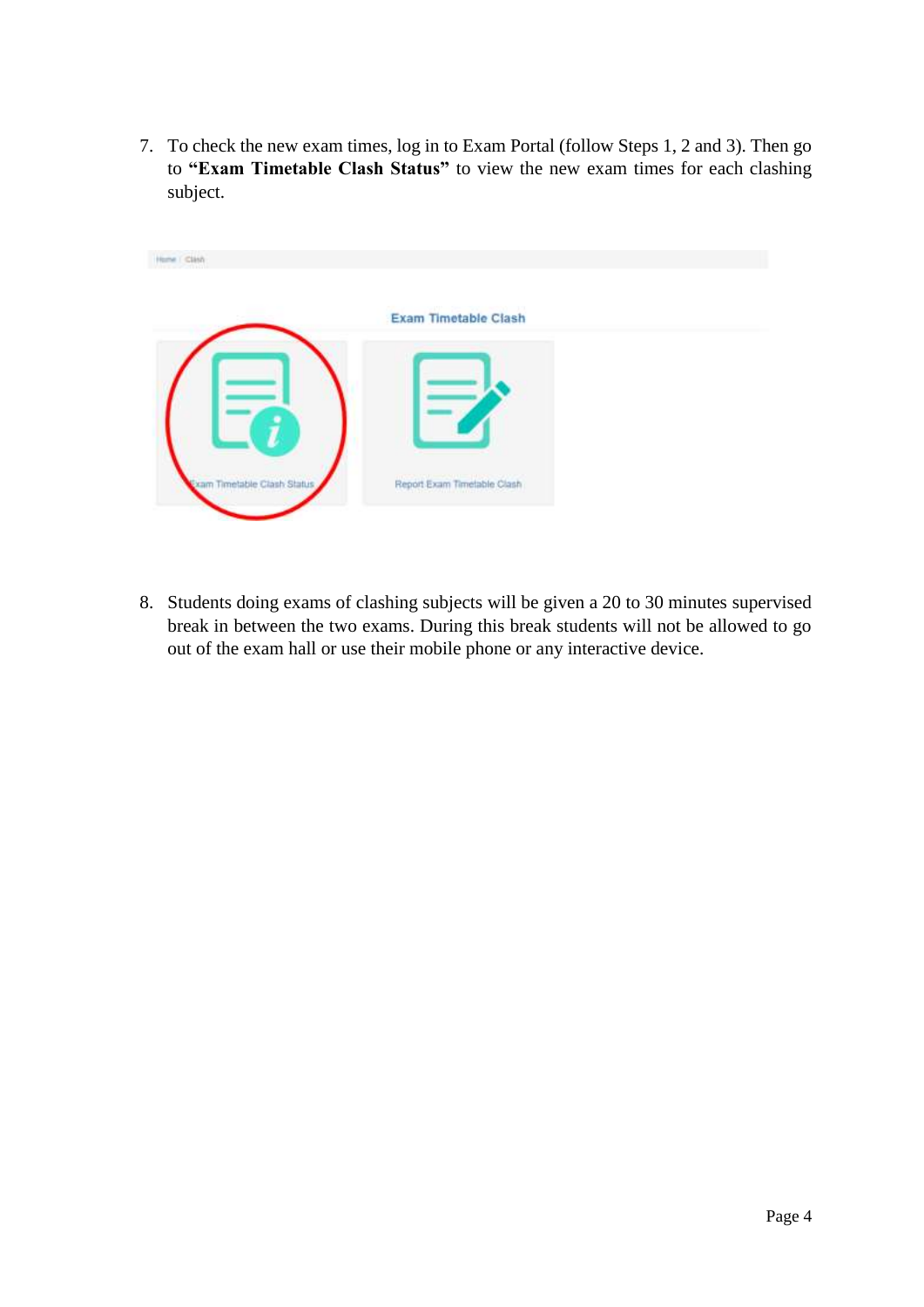7. To check the new exam times, log in to Exam Portal (follow Steps 1, 2 and 3). Then go to **"Exam Timetable Clash Status"** to view the new exam times for each clashing subject.

8. Students doing exams of clashing subjects will be given a 20 to 30 minutes supervised break in between the two exams. During this break students will not be allowed to go out of the exam hall or use their mobile phone or any interactive device.